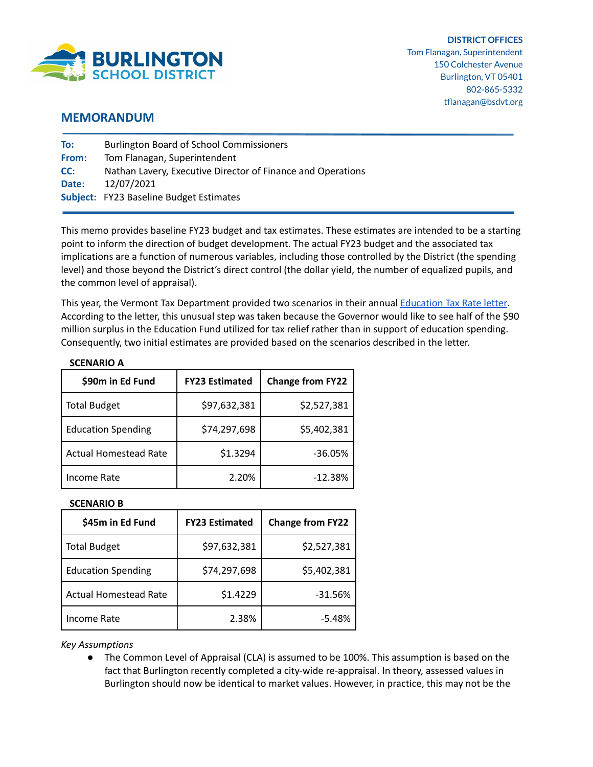**BURLINGTON SCHOOL DISTRICT**

**DISTRICT OFFICES**
Tom Flanagan, Superintendent
150 Colchester Avenue
Burlington, VT 05401
802-865-5332
tflanagan@bsdvt.org

## MEMORANDUM

**To:** Burlington Board of School Commissioners
**From**: Tom Flanagan, Superintendent
**CC**: Nathan Lavery, Executive Director of Finance and Operations
**Date**: 12/07/2021
**Subject**: FY23 Baseline Budget Estimates

This memo provides baseline FY23 budget and tax estimates. These estimates are intended to be a starting point to inform the direction of budget development. The actual FY23 budget and the associated tax implications are a function of numerous variables, including those controlled by the District (the spending level) and those beyond the District's direct control (the dollar yield, the number of equalized pupils, and the common level of appraisal).

This year, the Vermont Tax Department provided two scenarios in their annual Education Tax Rate letter. According to the letter, this unusual step was taken because the Governor would like to see half of the $90 million surplus in the Education Fund utilized for tax relief rather than in support of education spending. Consequently, two initial estimates are provided based on the scenarios described in the letter.

**SCENARIO A**

| $90m in Ed Fund | FY23 Estimated | Change from FY22 |
|---|---|---|
| Total Budget | $97,632,381 | $2,527,381 |
| Education Spending | $74,297,698 | $5,402,381 |
| Actual Homestead Rate | $1.3294 | -36.05% |
| Income Rate | 2.20% | -12.38% |

**SCENARIO B**

| $45m in Ed Fund | FY23 Estimated | Change from FY22 |
|---|---|---|
| Total Budget | $97,632,381 | $2,527,381 |
| Education Spending | $74,297,698 | $5,402,381 |
| Actual Homestead Rate | $1.4229 | -31.56% |
| Income Rate | 2.38% | -5.48% |

*Key Assumptions*

- The Common Level of Appraisal (CLA) is assumed to be 100%. This assumption is based on the fact that Burlington recently completed a city-wide re-appraisal. In theory, assessed values in Burlington should now be identical to market values. However, in practice, this may not be the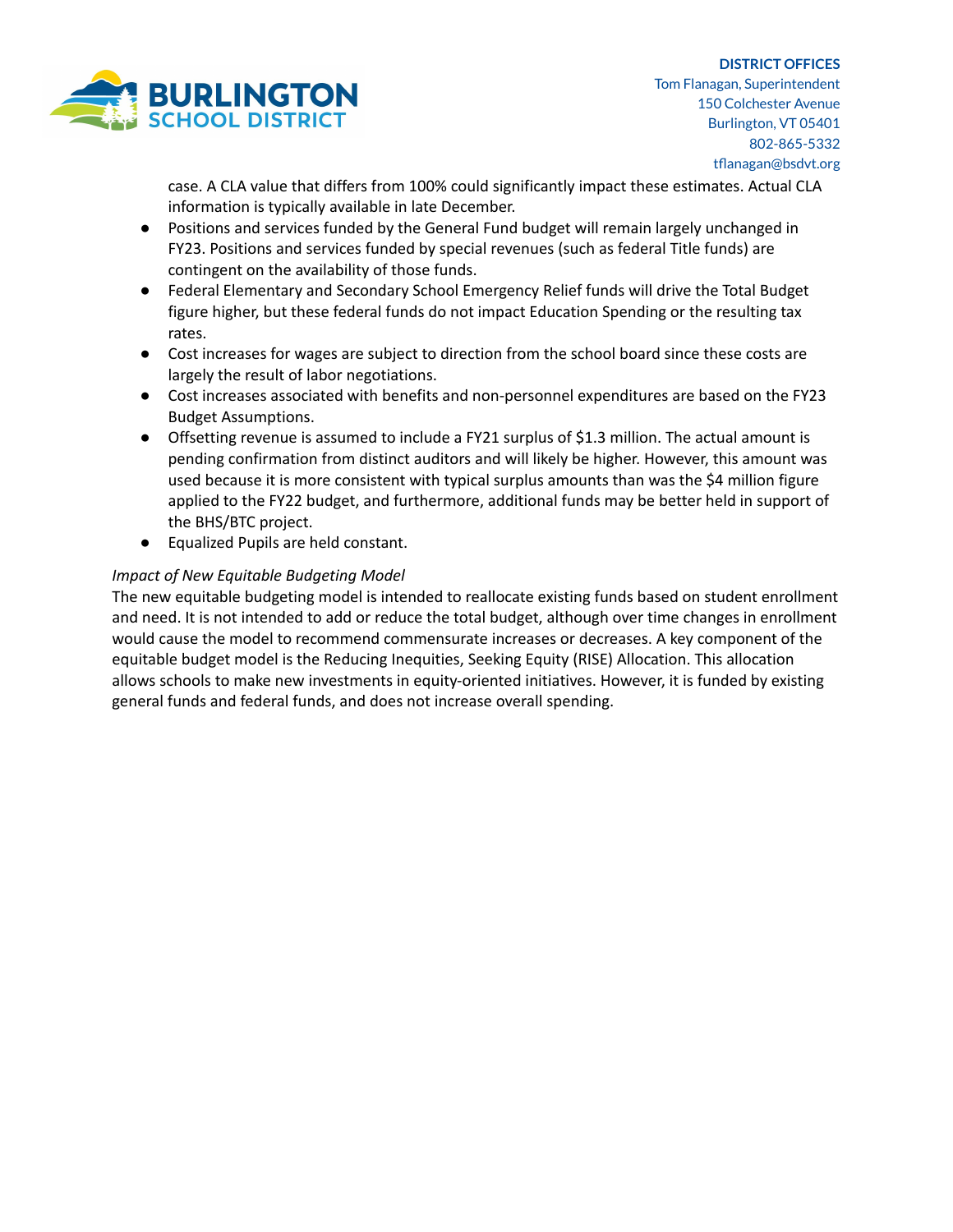case. A CLA value that differs from 100% could significantly impact these estimates. Actual CLA information is typically available in late December.

- Positions and services funded by the General Fund budget will remain largely unchanged in FY23. Positions and services funded by special revenues (such as federal Title funds) are contingent on the availability of those funds.
- Federal Elementary and Secondary School Emergency Relief funds will drive the Total Budget figure higher, but these federal funds do not impact Education Spending or the resulting tax rates.
- Cost increases for wages are subject to direction from the school board since these costs are largely the result of labor negotiations.
- Cost increases associated with benefits and non-personnel expenditures are based on the FY23 Budget Assumptions.
- Offsetting revenue is assumed to include a FY21 surplus of $1.3 million. The actual amount is pending confirmation from distinct auditors and will likely be higher. However, this amount was used because it is more consistent with typical surplus amounts than was the $4 million figure applied to the FY22 budget, and furthermore, additional funds may be better held in support of the BHS/BTC project.
- Equalized Pupils are held constant.

*Impact of New Equitable Budgeting Model*

The new equitable budgeting model is intended to reallocate existing funds based on student enrollment and need. It is not intended to add or reduce the total budget, although over time changes in enrollment would cause the model to recommend commensurate increases or decreases. A key component of the equitable budget model is the Reducing Inequities, Seeking Equity (RISE) Allocation. This allocation allows schools to make new investments in equity-oriented initiatives. However, it is funded by existing general funds and federal funds, and does not increase overall spending.